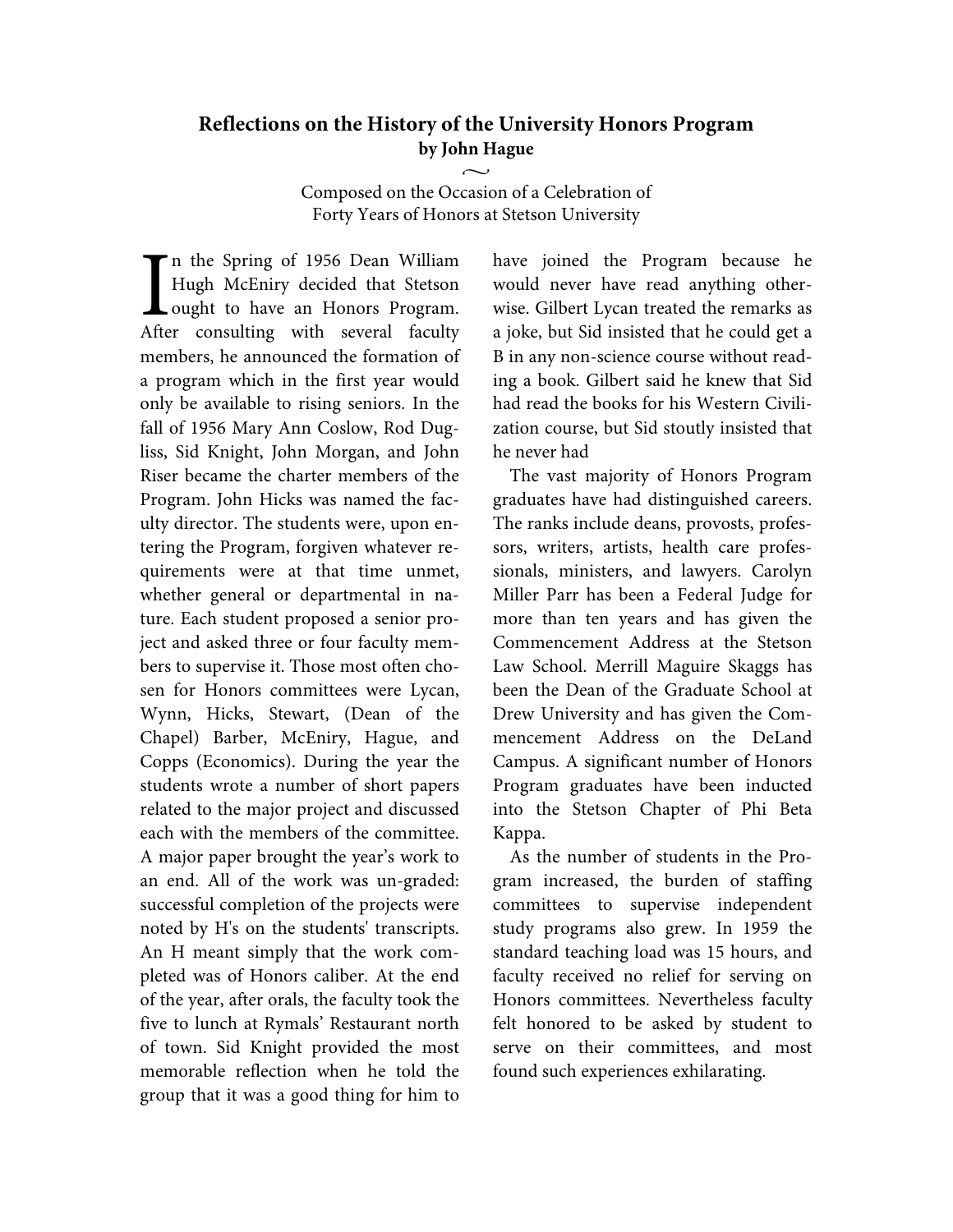# Reflections on the History of the University Honors Program

**by John Hague**

~

Composed on the Occasion of a Celebration of
Forty Years of Honors at Stetson University

In the Spring of 1956 Dean William Hugh McEniry decided that Stetson ought to have an Honors Program. After consulting with several faculty members, he announced the formation of a program which in the first year would only be available to rising seniors. In the fall of 1956 Mary Ann Coslow, Rod Dugliss, Sid Knight, John Morgan, and John Riser became the charter members of the Program. John Hicks was named the faculty director. The students were, upon entering the Program, forgiven whatever requirements were at that time unmet, whether general or departmental in nature. Each student proposed a senior project and asked three or four faculty members to supervise it. Those most often chosen for Honors committees were Lycan, Wynn, Hicks, Stewart, (Dean of the Chapel) Barber, McEniry, Hague, and Copps (Economics). During the year the students wrote a number of short papers related to the major project and discussed each with the members of the committee. A major paper brought the year's work to an end. All of the work was un-graded: successful completion of the projects were noted by H's on the students' transcripts. An H meant simply that the work completed was of Honors caliber. At the end of the year, after orals, the faculty took the five to lunch at Rymals' Restaurant north of town. Sid Knight provided the most memorable reflection when he told the group that it was a good thing for him to have joined the Program because he would never have read anything otherwise. Gilbert Lycan treated the remarks as a joke, but Sid insisted that he could get a B in any non-science course without reading a book. Gilbert said he knew that Sid had read the books for his Western Civilization course, but Sid stoutly insisted that he never had

The vast majority of Honors Program graduates have had distinguished careers. The ranks include deans, provosts, professors, writers, artists, health care professionals, ministers, and lawyers. Carolyn Miller Parr has been a Federal Judge for more than ten years and has given the Commencement Address at the Stetson Law School. Merrill Maguire Skaggs has been the Dean of the Graduate School at Drew University and has given the Commencement Address on the DeLand Campus. A significant number of Honors Program graduates have been inducted into the Stetson Chapter of Phi Beta Kappa.

As the number of students in the Program increased, the burden of staffing committees to supervise independent study programs also grew. In 1959 the standard teaching load was 15 hours, and faculty received no relief for serving on Honors committees. Nevertheless faculty felt honored to be asked by student to serve on their committees, and most found such experiences exhilarating.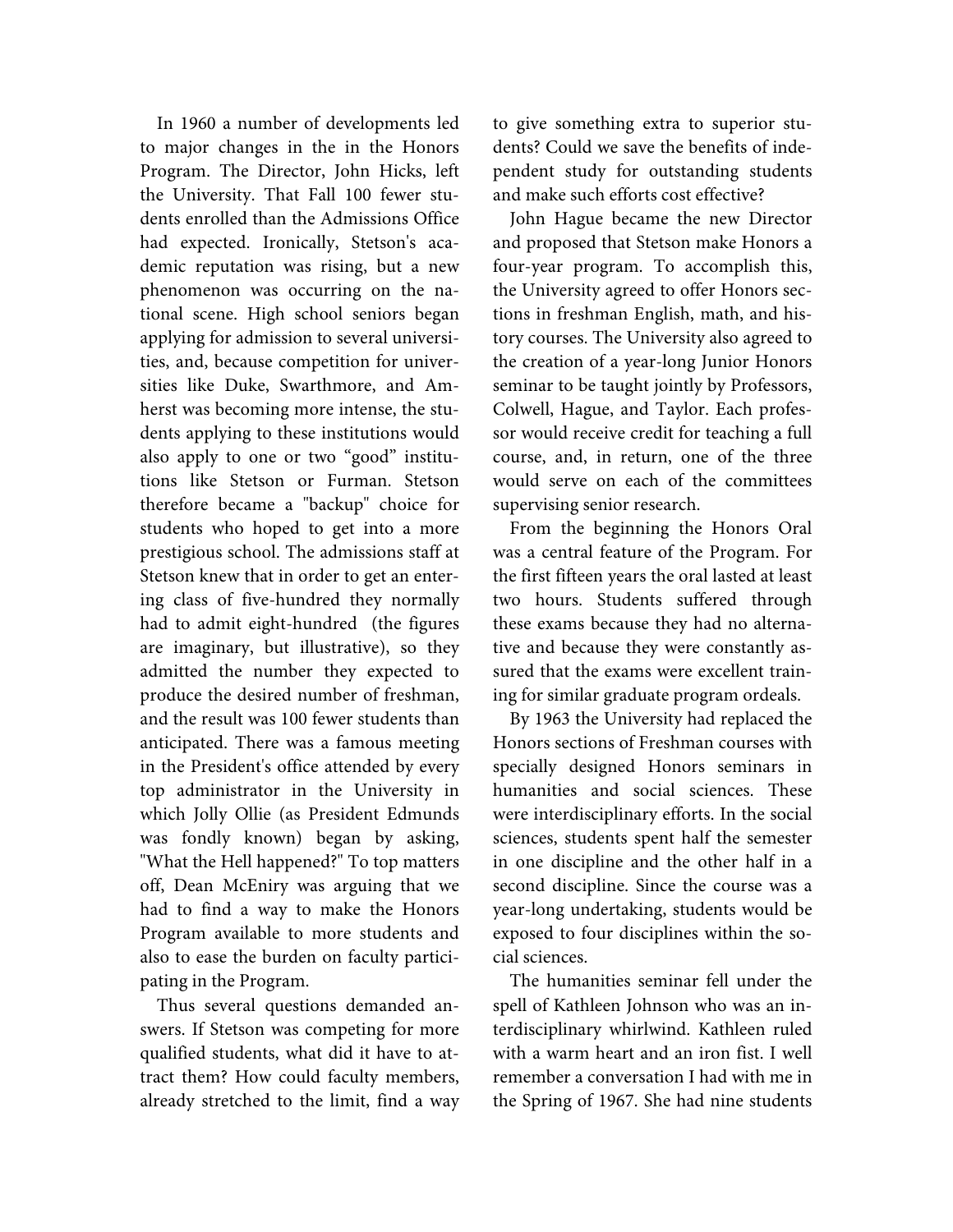In 1960 a number of developments led to major changes in the in the Honors Program. The Director, John Hicks, left the University. That Fall 100 fewer students enrolled than the Admissions Office had expected. Ironically, Stetson's academic reputation was rising, but a new phenomenon was occurring on the national scene. High school seniors began applying for admission to several universities, and, because competition for universities like Duke, Swarthmore, and Amherst was becoming more intense, the students applying to these institutions would also apply to one or two "good" institutions like Stetson or Furman. Stetson therefore became a "backup" choice for students who hoped to get into a more prestigious school. The admissions staff at Stetson knew that in order to get an entering class of five-hundred they normally had to admit eight-hundred (the figures are imaginary, but illustrative), so they admitted the number they expected to produce the desired number of freshman, and the result was 100 fewer students than anticipated. There was a famous meeting in the President's office attended by every top administrator in the University in which Jolly Ollie (as President Edmunds was fondly known) began by asking, "What the Hell happened?" To top matters off, Dean McEniry was arguing that we had to find a way to make the Honors Program available to more students and also to ease the burden on faculty participating in the Program.

Thus several questions demanded answers. If Stetson was competing for more qualified students, what did it have to attract them? How could faculty members, already stretched to the limit, find a way to give something extra to superior students? Could we save the benefits of independent study for outstanding students and make such efforts cost effective?

John Hague became the new Director and proposed that Stetson make Honors a four-year program. To accomplish this, the University agreed to offer Honors sections in freshman English, math, and history courses. The University also agreed to the creation of a year-long Junior Honors seminar to be taught jointly by Professors, Colwell, Hague, and Taylor. Each professor would receive credit for teaching a full course, and, in return, one of the three would serve on each of the committees supervising senior research.

From the beginning the Honors Oral was a central feature of the Program. For the first fifteen years the oral lasted at least two hours. Students suffered through these exams because they had no alternative and because they were constantly assured that the exams were excellent training for similar graduate program ordeals.

By 1963 the University had replaced the Honors sections of Freshman courses with specially designed Honors seminars in humanities and social sciences. These were interdisciplinary efforts. In the social sciences, students spent half the semester in one discipline and the other half in a second discipline. Since the course was a year-long undertaking, students would be exposed to four disciplines within the social sciences.

The humanities seminar fell under the spell of Kathleen Johnson who was an interdisciplinary whirlwind. Kathleen ruled with a warm heart and an iron fist. I well remember a conversation I had with me in the Spring of 1967. She had nine students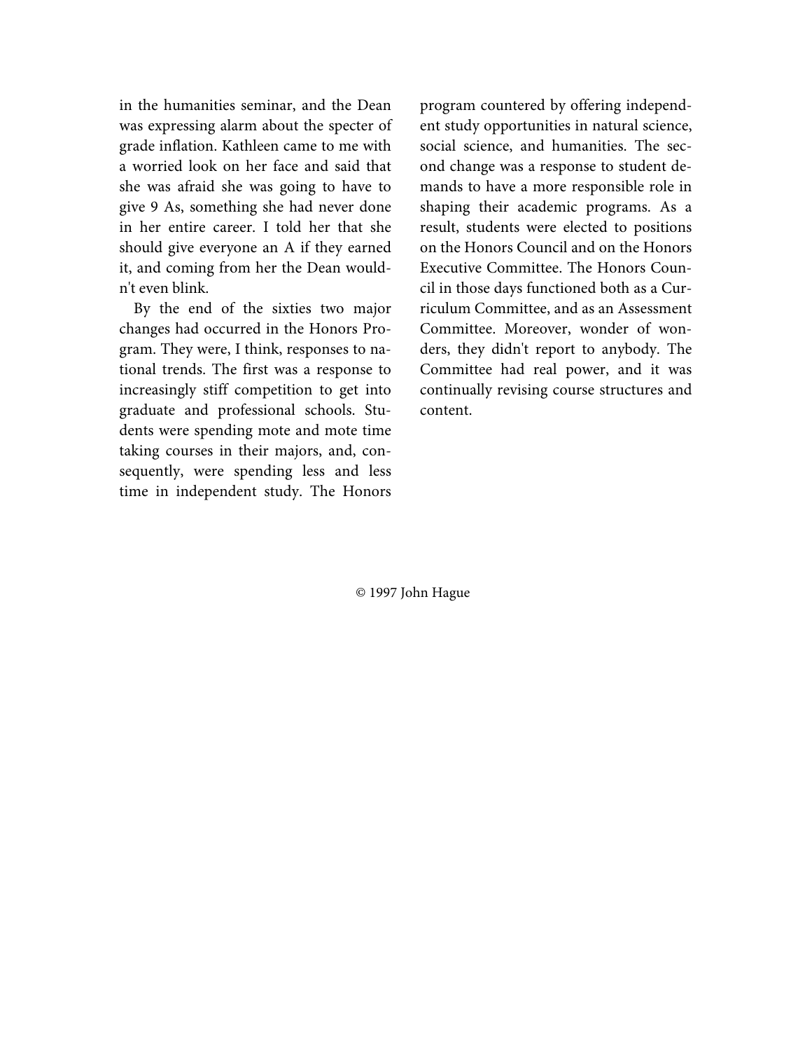in the humanities seminar, and the Dean was expressing alarm about the specter of grade inflation. Kathleen came to me with a worried look on her face and said that she was afraid she was going to have to give 9 As, something she had never done in her entire career. I told her that she should give everyone an A if they earned it, and coming from her the Dean wouldn't even blink.

By the end of the sixties two major changes had occurred in the Honors Program. They were, I think, responses to national trends. The first was a response to increasingly stiff competition to get into graduate and professional schools. Students were spending mote and mote time taking courses in their majors, and, consequently, were spending less and less time in independent study. The Honors program countered by offering independent study opportunities in natural science, social science, and humanities. The second change was a response to student demands to have a more responsible role in shaping their academic programs. As a result, students were elected to positions on the Honors Council and on the Honors Executive Committee. The Honors Council in those days functioned both as a Curriculum Committee, and as an Assessment Committee. Moreover, wonder of wonders, they didn't report to anybody. The Committee had real power, and it was continually revising course structures and content.

© 1997 John Hague